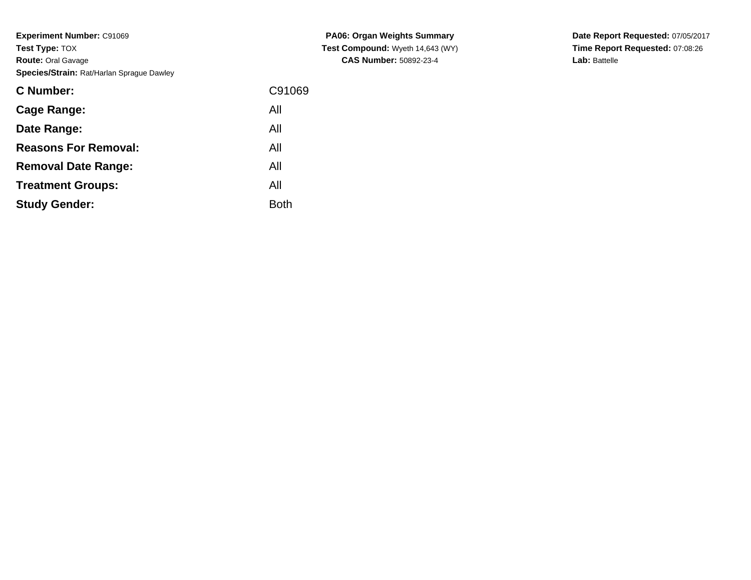**Experiment Number:** C91069
**Test Type:** TOX
**Route:** Oral Gavage
**Species/Strain:** Rat/Harlan Sprague Dawley

**PA06: Organ Weights Summary**
**Test Compound:** Wyeth 14,643 (WY)
**CAS Number:** 50892-23-4

**Date Report Requested:** 07/05/2017
**Time Report Requested:** 07:08:26
**Lab:** Battelle

| | |
|---|---|
| **C Number:** | C91069 |
| **Cage Range:** | All |
| **Date Range:** | All |
| **Reasons For Removal:** | All |
| **Removal Date Range:** | All |
| **Treatment Groups:** | All |
| **Study Gender:** | Both |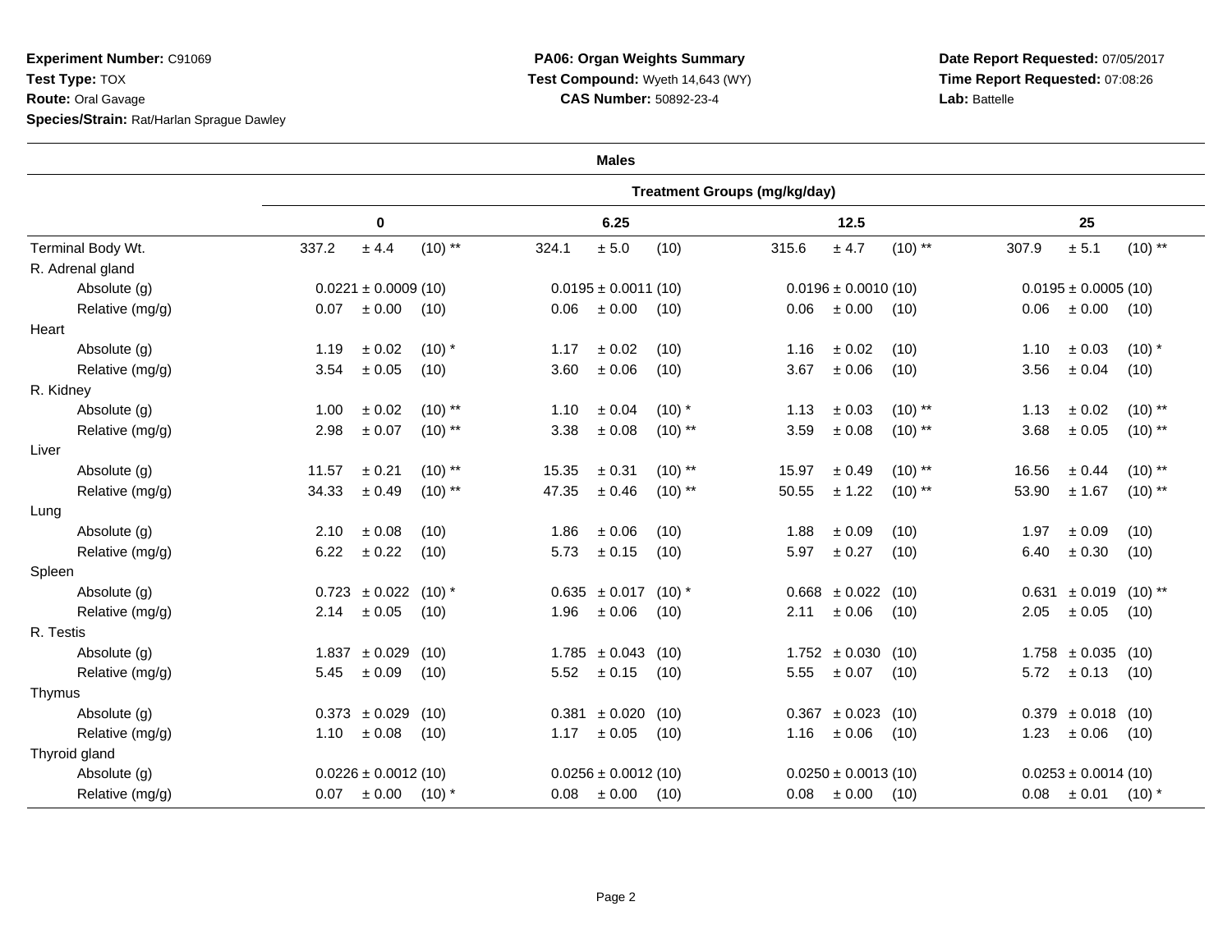**Experiment Number:** C91069
**Test Type:** TOX
**Route:** Oral Gavage
**Species/Strain:** Rat/Harlan Sprague Dawley

**PA06: Organ Weights Summary**
**Test Compound:** Wyeth 14,643 (WY)
**CAS Number:** 50892-23-4

**Date Report Requested:** 07/05/2017
**Time Report Requested:** 07:08:26
**Lab:** Battelle

**Males**

| | Treatment Groups (mg/kg/day) | | | |
|---|---|---|---|---|
| | 0 | 6.25 | 12.5 | 25 |
| Terminal Body Wt. | 337.2 ± 4.4 (10) ** | 324.1 ± 5.0 (10) | 315.6 ± 4.7 (10) ** | 307.9 ± 5.1 (10) ** |
| R. Adrenal gland | | | | |
| Absolute (g) | 0.0221 ± 0.0009 (10) | 0.0195 ± 0.0011 (10) | 0.0196 ± 0.0010 (10) | 0.0195 ± 0.0005 (10) |
| Relative (mg/g) | 0.07 ± 0.00 (10) | 0.06 ± 0.00 (10) | 0.06 ± 0.00 (10) | 0.06 ± 0.00 (10) |
| Heart | | | | |
| Absolute (g) | 1.19 ± 0.02 (10) * | 1.17 ± 0.02 (10) | 1.16 ± 0.02 (10) | 1.10 ± 0.03 (10) * |
| Relative (mg/g) | 3.54 ± 0.05 (10) | 3.60 ± 0.06 (10) | 3.67 ± 0.06 (10) | 3.56 ± 0.04 (10) |
| R. Kidney | | | | |
| Absolute (g) | 1.00 ± 0.02 (10) ** | 1.10 ± 0.04 (10) * | 1.13 ± 0.03 (10) ** | 1.13 ± 0.02 (10) ** |
| Relative (mg/g) | 2.98 ± 0.07 (10) ** | 3.38 ± 0.08 (10) ** | 3.59 ± 0.08 (10) ** | 3.68 ± 0.05 (10) ** |
| Liver | | | | |
| Absolute (g) | 11.57 ± 0.21 (10) ** | 15.35 ± 0.31 (10) ** | 15.97 ± 0.49 (10) ** | 16.56 ± 0.44 (10) ** |
| Relative (mg/g) | 34.33 ± 0.49 (10) ** | 47.35 ± 0.46 (10) ** | 50.55 ± 1.22 (10) ** | 53.90 ± 1.67 (10) ** |
| Lung | | | | |
| Absolute (g) | 2.10 ± 0.08 (10) | 1.86 ± 0.06 (10) | 1.88 ± 0.09 (10) | 1.97 ± 0.09 (10) |
| Relative (mg/g) | 6.22 ± 0.22 (10) | 5.73 ± 0.15 (10) | 5.97 ± 0.27 (10) | 6.40 ± 0.30 (10) |
| Spleen | | | | |
| Absolute (g) | 0.723 ± 0.022 (10) * | 0.635 ± 0.017 (10) * | 0.668 ± 0.022 (10) | 0.631 ± 0.019 (10) ** |
| Relative (mg/g) | 2.14 ± 0.05 (10) | 1.96 ± 0.06 (10) | 2.11 ± 0.06 (10) | 2.05 ± 0.05 (10) |
| R. Testis | | | | |
| Absolute (g) | 1.837 ± 0.029 (10) | 1.785 ± 0.043 (10) | 1.752 ± 0.030 (10) | 1.758 ± 0.035 (10) |
| Relative (mg/g) | 5.45 ± 0.09 (10) | 5.52 ± 0.15 (10) | 5.55 ± 0.07 (10) | 5.72 ± 0.13 (10) |
| Thymus | | | | |
| Absolute (g) | 0.373 ± 0.029 (10) | 0.381 ± 0.020 (10) | 0.367 ± 0.023 (10) | 0.379 ± 0.018 (10) |
| Relative (mg/g) | 1.10 ± 0.08 (10) | 1.17 ± 0.05 (10) | 1.16 ± 0.06 (10) | 1.23 ± 0.06 (10) |
| Thyroid gland | | | | |
| Absolute (g) | 0.0226 ± 0.0012 (10) | 0.0256 ± 0.0012 (10) | 0.0250 ± 0.0013 (10) | 0.0253 ± 0.0014 (10) |
| Relative (mg/g) | 0.07 ± 0.00 (10) * | 0.08 ± 0.00 (10) | 0.08 ± 0.00 (10) | 0.08 ± 0.01 (10) * |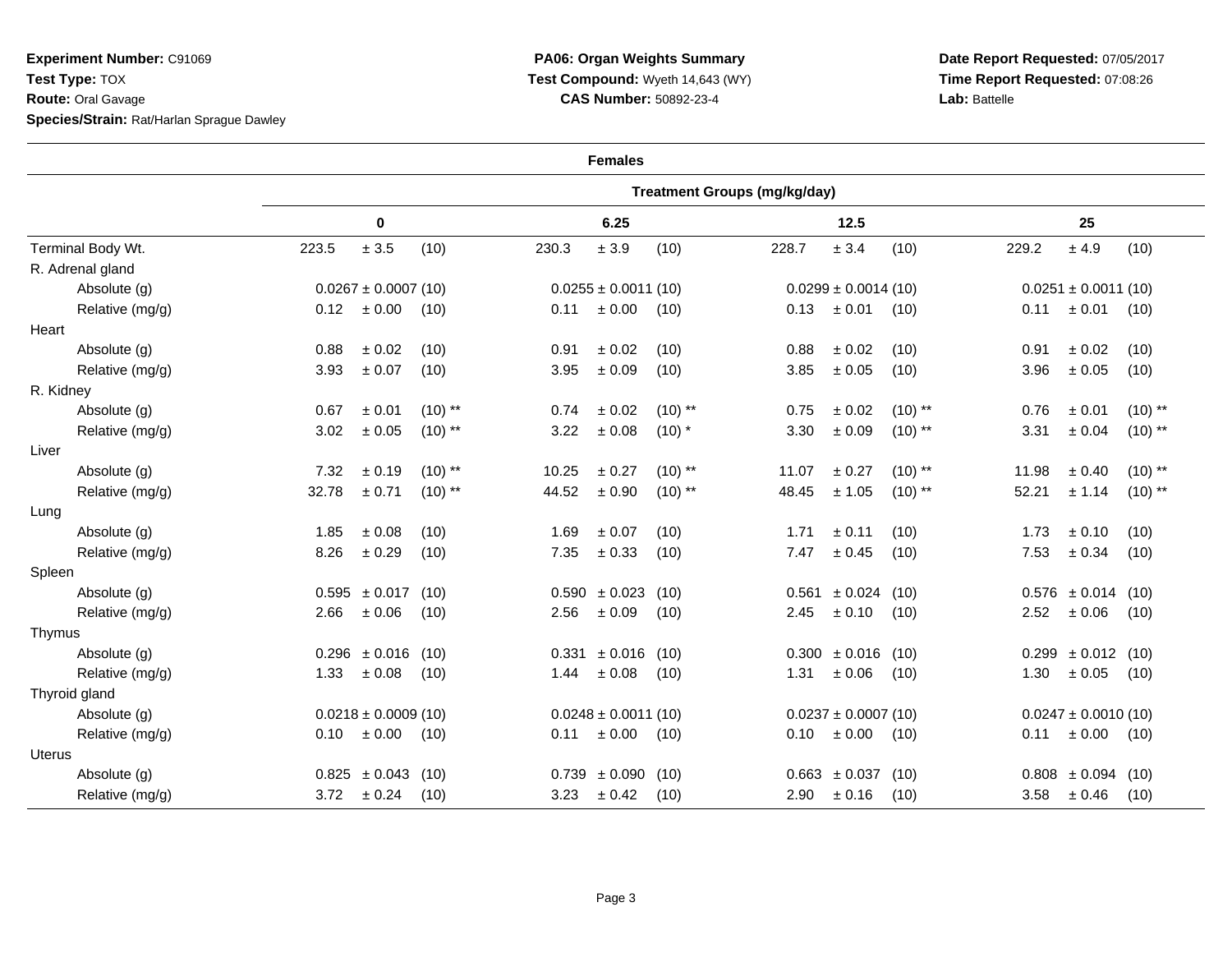**Experiment Number:** C91069
**Test Type:** TOX
**Route:** Oral Gavage
**Species/Strain:** Rat/Harlan Sprague Dawley

**PA06: Organ Weights Summary**
**Test Compound:** Wyeth 14,643 (WY)
**CAS Number:** 50892-23-4

**Date Report Requested:** 07/05/2017
**Time Report Requested:** 07:08:26
**Lab:** Battelle

**Females**

| | Treatment Groups (mg/kg/day) | | | |
|---|---|---|---|---|
| | 0 | 6.25 | 12.5 | 25 |
| Terminal Body Wt. | 223.5 ± 3.5 (10) | 230.3 ± 3.9 (10) | 228.7 ± 3.4 (10) | 229.2 ± 4.9 (10) |
| R. Adrenal gland | | | | |
| Absolute (g) | 0.0267 ± 0.0007 (10) | 0.0255 ± 0.0011 (10) | 0.0299 ± 0.0014 (10) | 0.0251 ± 0.0011 (10) |
| Relative (mg/g) | 0.12 ± 0.00 (10) | 0.11 ± 0.00 (10) | 0.13 ± 0.01 (10) | 0.11 ± 0.01 (10) |
| Heart | | | | |
| Absolute (g) | 0.88 ± 0.02 (10) | 0.91 ± 0.02 (10) | 0.88 ± 0.02 (10) | 0.91 ± 0.02 (10) |
| Relative (mg/g) | 3.93 ± 0.07 (10) | 3.95 ± 0.09 (10) | 3.85 ± 0.05 (10) | 3.96 ± 0.05 (10) |
| R. Kidney | | | | |
| Absolute (g) | 0.67 ± 0.01 (10) ** | 0.74 ± 0.02 (10) ** | 0.75 ± 0.02 (10) ** | 0.76 ± 0.01 (10) ** |
| Relative (mg/g) | 3.02 ± 0.05 (10) ** | 3.22 ± 0.08 (10) * | 3.30 ± 0.09 (10) ** | 3.31 ± 0.04 (10) ** |
| Liver | | | | |
| Absolute (g) | 7.32 ± 0.19 (10) ** | 10.25 ± 0.27 (10) ** | 11.07 ± 0.27 (10) ** | 11.98 ± 0.40 (10) ** |
| Relative (mg/g) | 32.78 ± 0.71 (10) ** | 44.52 ± 0.90 (10) ** | 48.45 ± 1.05 (10) ** | 52.21 ± 1.14 (10) ** |
| Lung | | | | |
| Absolute (g) | 1.85 ± 0.08 (10) | 1.69 ± 0.07 (10) | 1.71 ± 0.11 (10) | 1.73 ± 0.10 (10) |
| Relative (mg/g) | 8.26 ± 0.29 (10) | 7.35 ± 0.33 (10) | 7.47 ± 0.45 (10) | 7.53 ± 0.34 (10) |
| Spleen | | | | |
| Absolute (g) | 0.595 ± 0.017 (10) | 0.590 ± 0.023 (10) | 0.561 ± 0.024 (10) | 0.576 ± 0.014 (10) |
| Relative (mg/g) | 2.66 ± 0.06 (10) | 2.56 ± 0.09 (10) | 2.45 ± 0.10 (10) | 2.52 ± 0.06 (10) |
| Thymus | | | | |
| Absolute (g) | 0.296 ± 0.016 (10) | 0.331 ± 0.016 (10) | 0.300 ± 0.016 (10) | 0.299 ± 0.012 (10) |
| Relative (mg/g) | 1.33 ± 0.08 (10) | 1.44 ± 0.08 (10) | 1.31 ± 0.06 (10) | 1.30 ± 0.05 (10) |
| Thyroid gland | | | | |
| Absolute (g) | 0.0218 ± 0.0009 (10) | 0.0248 ± 0.0011 (10) | 0.0237 ± 0.0007 (10) | 0.0247 ± 0.0010 (10) |
| Relative (mg/g) | 0.10 ± 0.00 (10) | 0.11 ± 0.00 (10) | 0.10 ± 0.00 (10) | 0.11 ± 0.00 (10) |
| Uterus | | | | |
| Absolute (g) | 0.825 ± 0.043 (10) | 0.739 ± 0.090 (10) | 0.663 ± 0.037 (10) | 0.808 ± 0.094 (10) |
| Relative (mg/g) | 3.72 ± 0.24 (10) | 3.23 ± 0.42 (10) | 2.90 ± 0.16 (10) | 3.58 ± 0.46 (10) |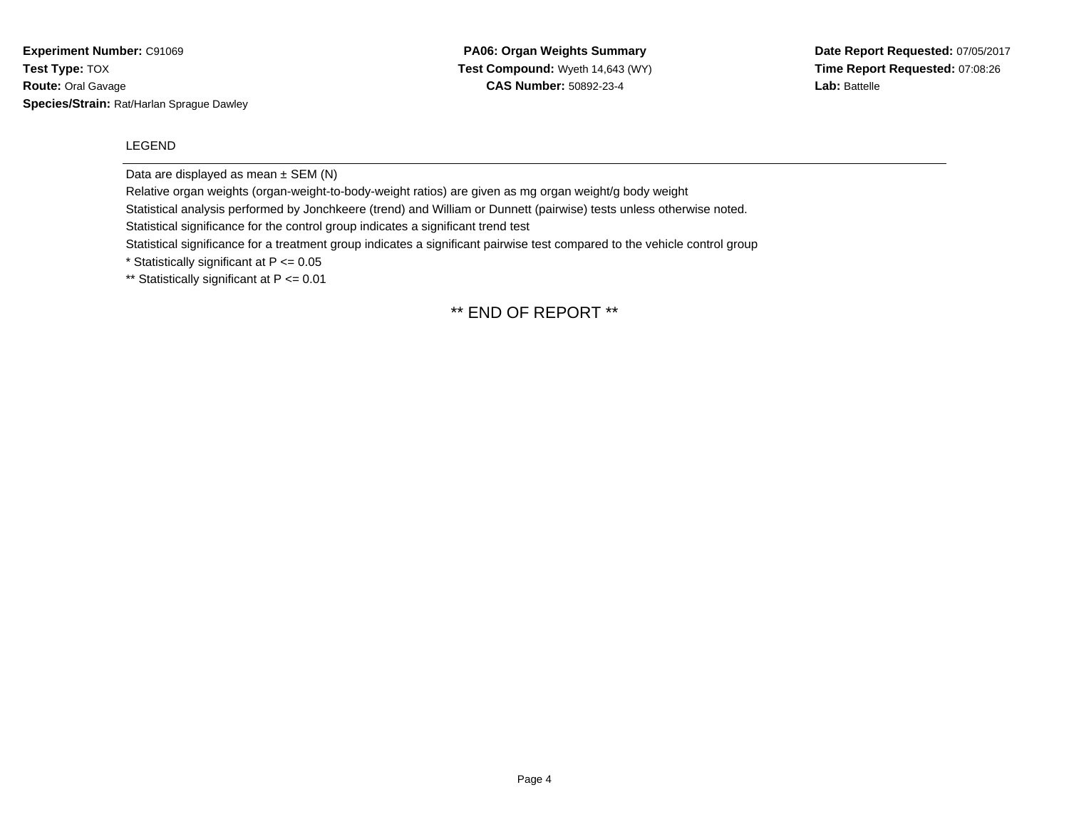**Experiment Number:** C91069
**Test Type:** TOX
**Route:** Oral Gavage
**Species/Strain:** Rat/Harlan Sprague Dawley

**PA06: Organ Weights Summary**
**Test Compound:** Wyeth 14,643 (WY)
**CAS Number:** 50892-23-4

**Date Report Requested:** 07/05/2017
**Time Report Requested:** 07:08:26
**Lab:** Battelle

LEGEND

Data are displayed as mean ± SEM (N)

Relative organ weights (organ-weight-to-body-weight ratios) are given as mg organ weight/g body weight

Statistical analysis performed by Jonchkeere (trend) and William or Dunnett (pairwise) tests unless otherwise noted.

Statistical significance for the control group indicates a significant trend test

Statistical significance for a treatment group indicates a significant pairwise test compared to the vehicle control group

* Statistically significant at P <= 0.05

** Statistically significant at P <= 0.01

** END OF REPORT **